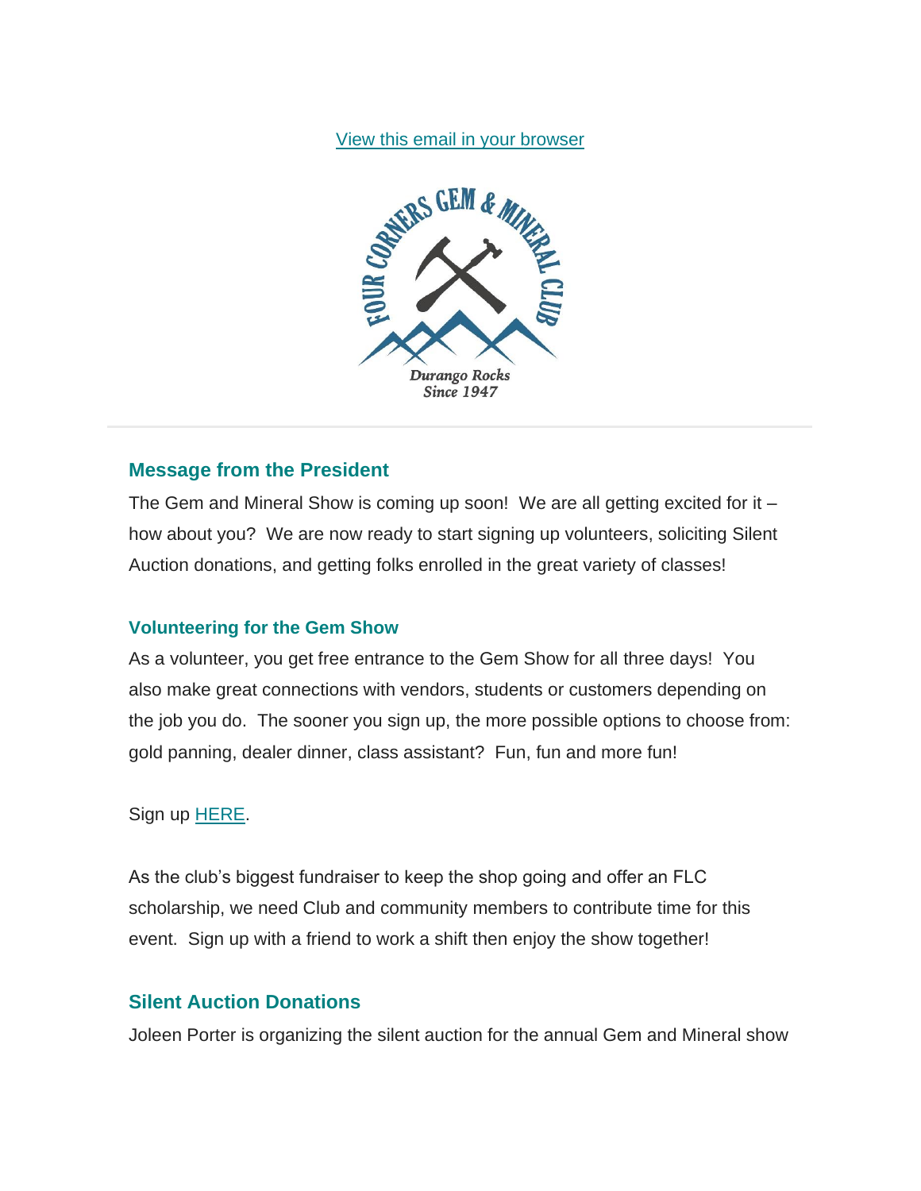View this email in your browser

FOUR CORNERS GEM & MINERAL CLUB

*Durango Rocks Since 1947*

---

### Message from the President

The Gem and Mineral Show is coming up soon! We are all getting excited for it – how about you? We are now ready to start signing up volunteers, soliciting Silent Auction donations, and getting folks enrolled in the great variety of classes!

#### Volunteering for the Gem Show

As a volunteer, you get free entrance to the Gem Show for all three days! You also make great connections with vendors, students or customers depending on the job you do. The sooner you sign up, the more possible options to choose from: gold panning, dealer dinner, class assistant? Fun, fun and more fun!

Sign up HERE.

As the club's biggest fundraiser to keep the shop going and offer an FLC scholarship, we need Club and community members to contribute time for this event. Sign up with a friend to work a shift then enjoy the show together!

### Silent Auction Donations

Joleen Porter is organizing the silent auction for the annual Gem and Mineral show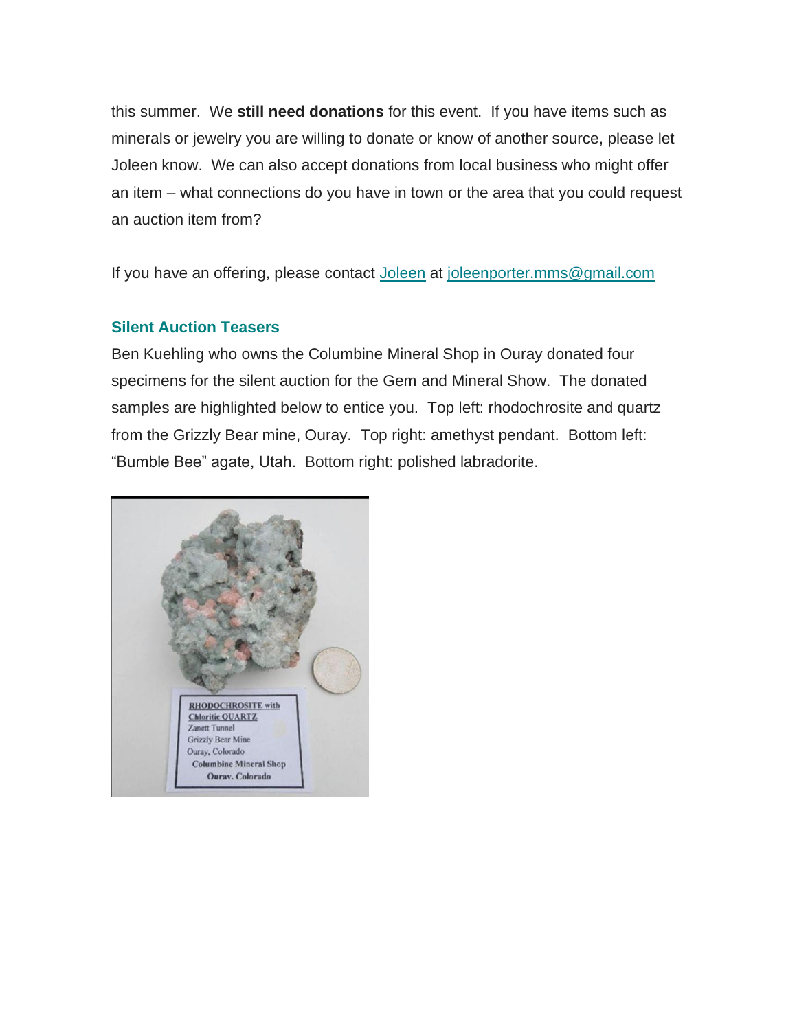this summer. We **still need donations** for this event. If you have items such as minerals or jewelry you are willing to donate or know of another source, please let Joleen know. We can also accept donations from local business who might offer an item – what connections do you have in town or the area that you could request an auction item from?

If you have an offering, please contact [Joleen](mailto:joleenporter.mms@gmail.com) at [joleenporter.mms@gmail.com](mailto:joleenporter.mms@gmail.com)

### Silent Auction Teasers

Ben Kuehling who owns the Columbine Mineral Shop in Ouray donated four specimens for the silent auction for the Gem and Mineral Show. The donated samples are highlighted below to entice you. Top left: rhodochrosite and quartz from the Grizzly Bear mine, Ouray. Top right: amethyst pendant. Bottom left: "Bumble Bee" agate, Utah. Bottom right: polished labradorite.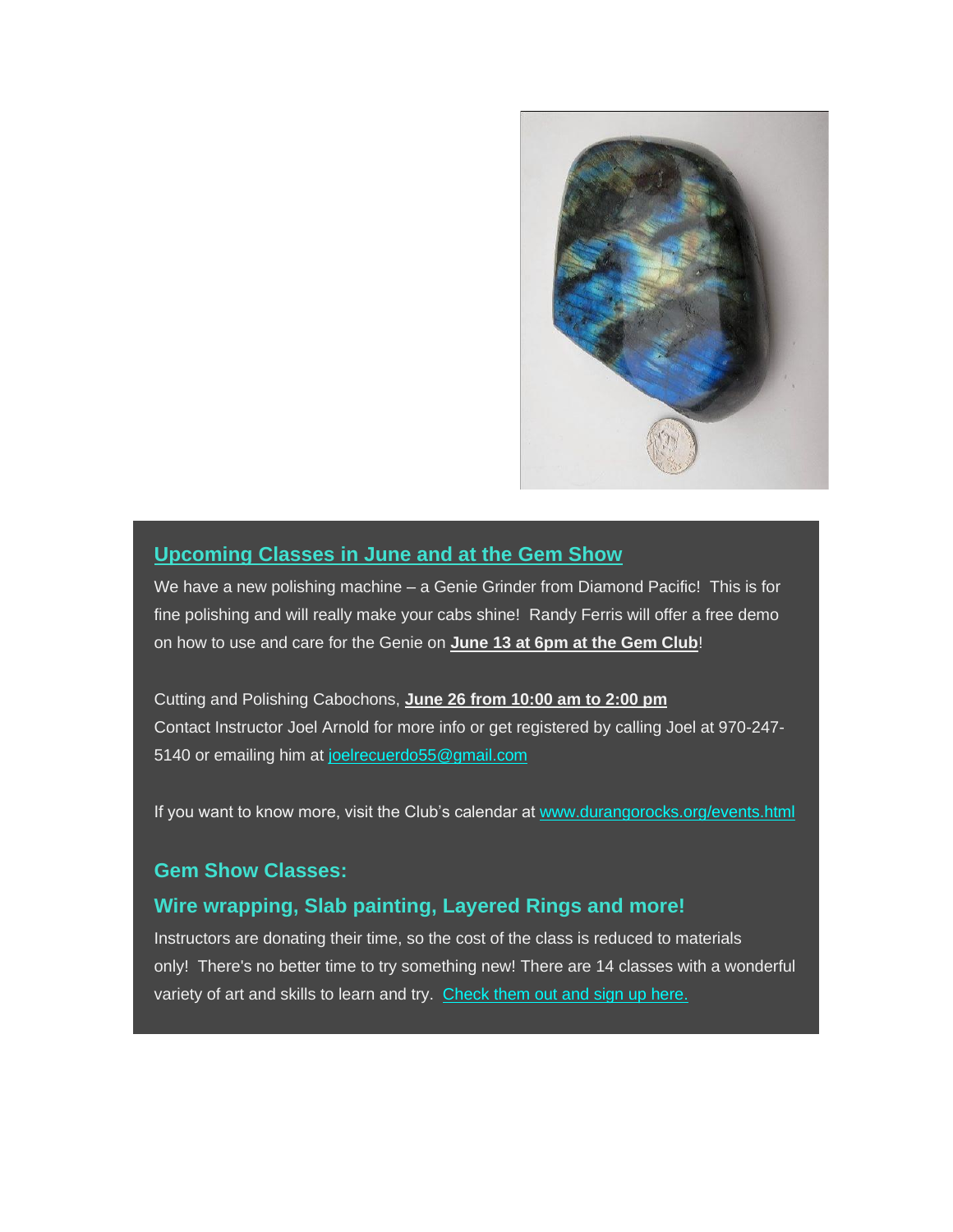## Upcoming Classes in June and at the Gem Show

We have a new polishing machine – a Genie Grinder from Diamond Pacific! This is for fine polishing and will really make your cabs shine! Randy Ferris will offer a free demo on how to use and care for the Genie on **June 13 at 6pm at the Gem Club**!

Cutting and Polishing Cabochons, **June 26 from 10:00 am to 2:00 pm**
Contact Instructor Joel Arnold for more info or get registered by calling Joel at 970-247-5140 or emailing him at joelrecuerdo55@gmail.com

If you want to know more, visit the Club's calendar at www.durangorocks.org/events.html

### Gem Show Classes:

### Wire wrapping, Slab painting, Layered Rings and more!

Instructors are donating their time, so the cost of the class is reduced to materials only! There's no better time to try something new! There are 14 classes with a wonderful variety of art and skills to learn and try. Check them out and sign up here.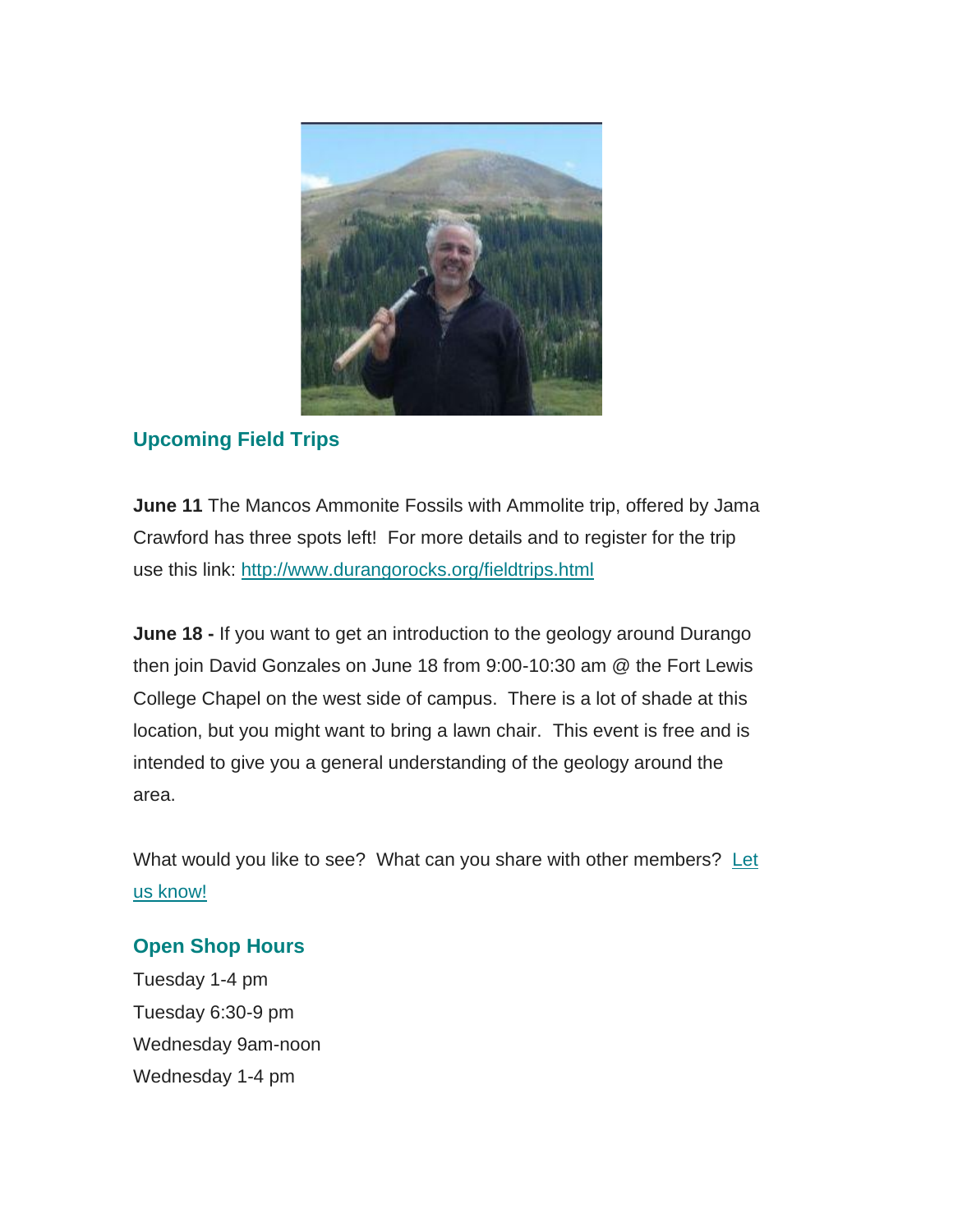## Upcoming Field Trips

**June 11** The Mancos Ammonite Fossils with Ammolite trip, offered by Jama Crawford has three spots left! For more details and to register for the trip use this link: [http://www.durangorocks.org/fieldtrips.html](http://www.durangorocks.org/fieldtrips.html)

**June 18 -** If you want to get an introduction to the geology around Durango then join David Gonzales on June 18 from 9:00-10:30 am @ the Fort Lewis College Chapel on the west side of campus. There is a lot of shade at this location, but you might want to bring a lawn chair. This event is free and is intended to give you a general understanding of the geology around the area.

What would you like to see? What can you share with other members? Let us know!

## Open Shop Hours

Tuesday 1-4 pm
Tuesday 6:30-9 pm
Wednesday 9am-noon
Wednesday 1-4 pm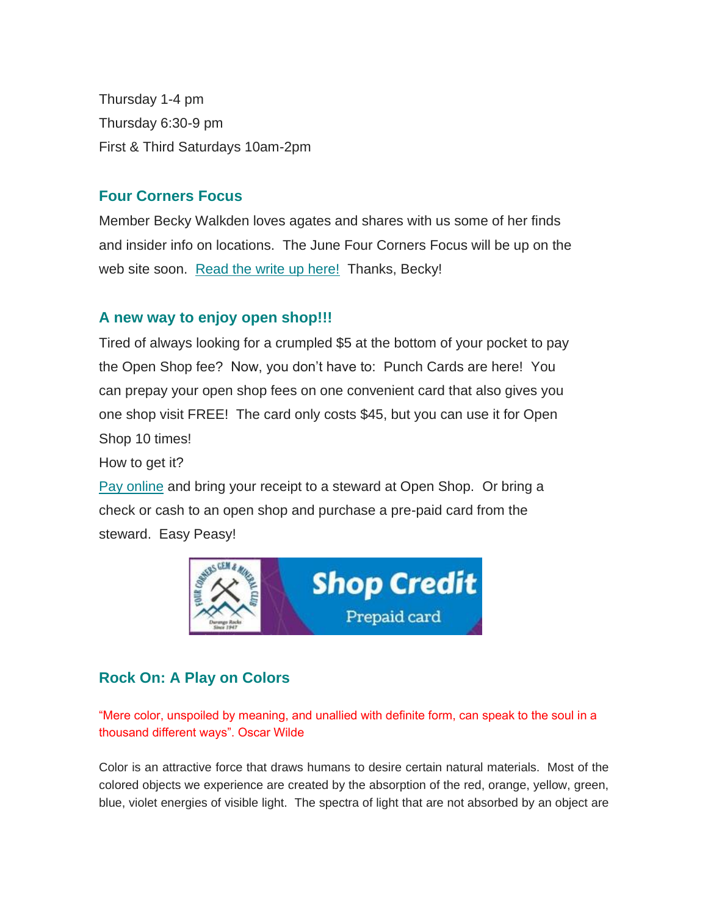Thursday 1-4 pm

Thursday 6:30-9 pm

First & Third Saturdays 10am-2pm

### Four Corners Focus

Member Becky Walkden loves agates and shares with us some of her finds and insider info on locations.  The June Four Corners Focus will be up on the web site soon.  Read the write up here!  Thanks, Becky!

### A new way to enjoy open shop!!!

Tired of always looking for a crumpled $5 at the bottom of your pocket to pay the Open Shop fee?  Now, you don't have to:  Punch Cards are here!  You can prepay your open shop fees on one convenient card that also gives you one shop visit FREE!  The card only costs $45, but you can use it for Open Shop 10 times!

How to get it?

Pay online and bring your receipt to a steward at Open Shop.  Or bring a check or cash to an open shop and purchase a pre-paid card from the steward.  Easy Peasy!

### Rock On: A Play on Colors

"Mere color, unspoiled by meaning, and unallied with definite form, can speak to the soul in a thousand different ways". Oscar Wilde

Color is an attractive force that draws humans to desire certain natural materials.  Most of the colored objects we experience are created by the absorption of the red, orange, yellow, green, blue, violet energies of visible light.  The spectra of light that are not absorbed by an object are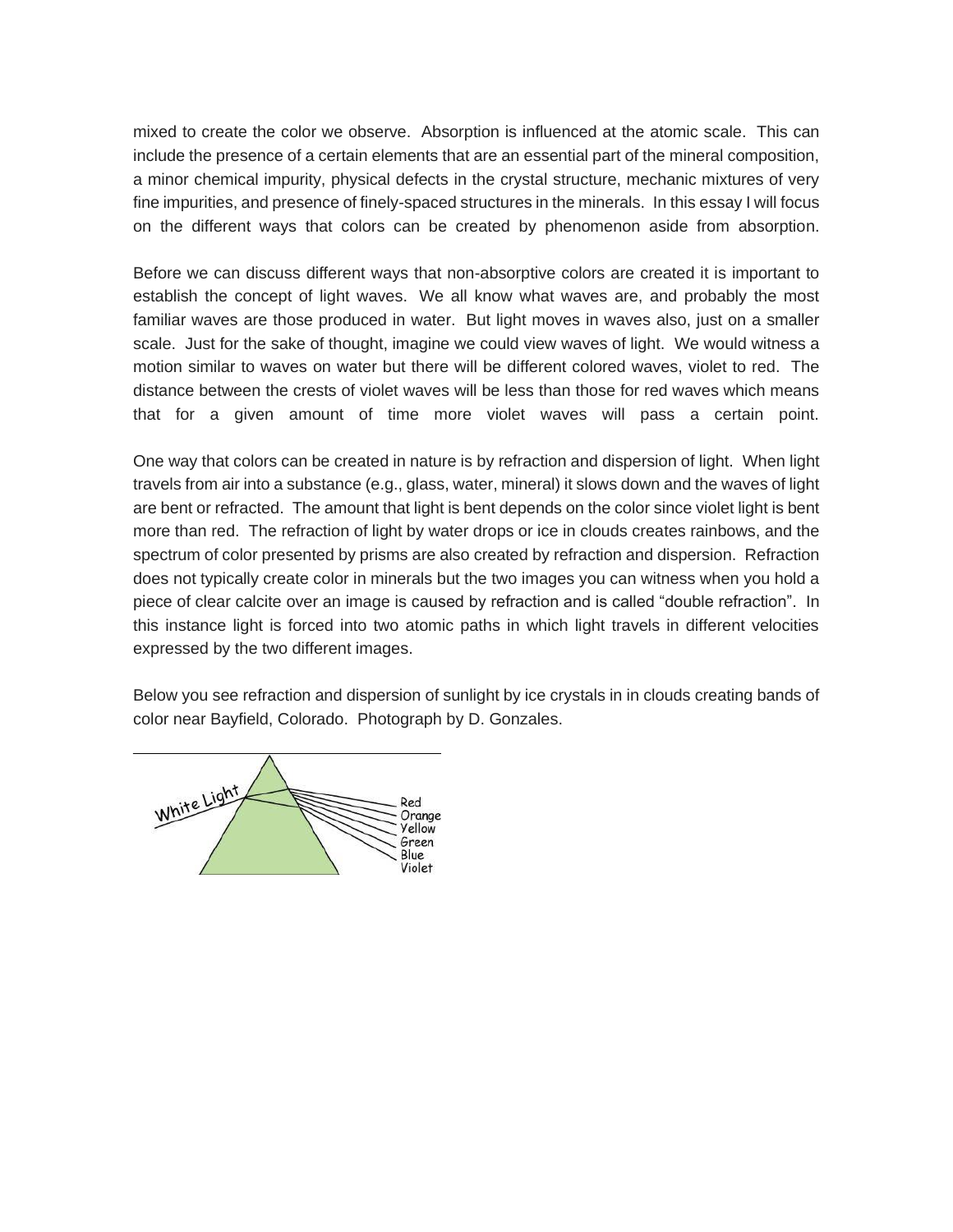mixed to create the color we observe. Absorption is influenced at the atomic scale. This can include the presence of a certain elements that are an essential part of the mineral composition, a minor chemical impurity, physical defects in the crystal structure, mechanic mixtures of very fine impurities, and presence of finely-spaced structures in the minerals. In this essay I will focus on the different ways that colors can be created by phenomenon aside from absorption.

Before we can discuss different ways that non-absorptive colors are created it is important to establish the concept of light waves. We all know what waves are, and probably the most familiar waves are those produced in water. But light moves in waves also, just on a smaller scale. Just for the sake of thought, imagine we could view waves of light. We would witness a motion similar to waves on water but there will be different colored waves, violet to red. The distance between the crests of violet waves will be less than those for red waves which means that for a given amount of time more violet waves will pass a certain point.

One way that colors can be created in nature is by refraction and dispersion of light. When light travels from air into a substance (e.g., glass, water, mineral) it slows down and the waves of light are bent or refracted. The amount that light is bent depends on the color since violet light is bent more than red. The refraction of light by water drops or ice in clouds creates rainbows, and the spectrum of color presented by prisms are also created by refraction and dispersion. Refraction does not typically create color in minerals but the two images you can witness when you hold a piece of clear calcite over an image is caused by refraction and is called "double refraction". In this instance light is forced into two atomic paths in which light travels in different velocities expressed by the two different images.

Below you see refraction and dispersion of sunlight by ice crystals in in clouds creating bands of color near Bayfield, Colorado. Photograph by D. Gonzales.

White Light

Red
Orange
Yellow
Green
Blue
Violet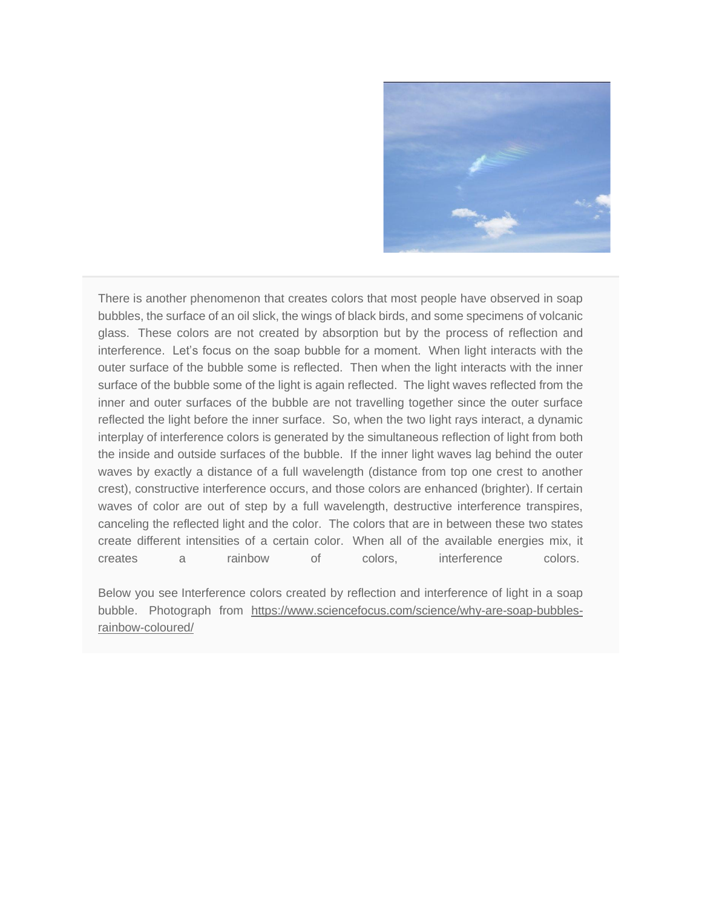There is another phenomenon that creates colors that most people have observed in soap bubbles, the surface of an oil slick, the wings of black birds, and some specimens of volcanic glass. These colors are not created by absorption but by the process of reflection and interference. Let's focus on the soap bubble for a moment. When light interacts with the outer surface of the bubble some is reflected. Then when the light interacts with the inner surface of the bubble some of the light is again reflected. The light waves reflected from the inner and outer surfaces of the bubble are not travelling together since the outer surface reflected the light before the inner surface. So, when the two light rays interact, a dynamic interplay of interference colors is generated by the simultaneous reflection of light from both the inside and outside surfaces of the bubble. If the inner light waves lag behind the outer waves by exactly a distance of a full wavelength (distance from top one crest to another crest), constructive interference occurs, and those colors are enhanced (brighter). If certain waves of color are out of step by a full wavelength, destructive interference transpires, canceling the reflected light and the color. The colors that are in between these two states create different intensities of a certain color. When all of the available energies mix, it creates a rainbow of colors, interference colors.

Below you see Interference colors created by reflection and interference of light in a soap bubble. Photograph from https://www.sciencefocus.com/science/why-are-soap-bubbles-rainbow-coloured/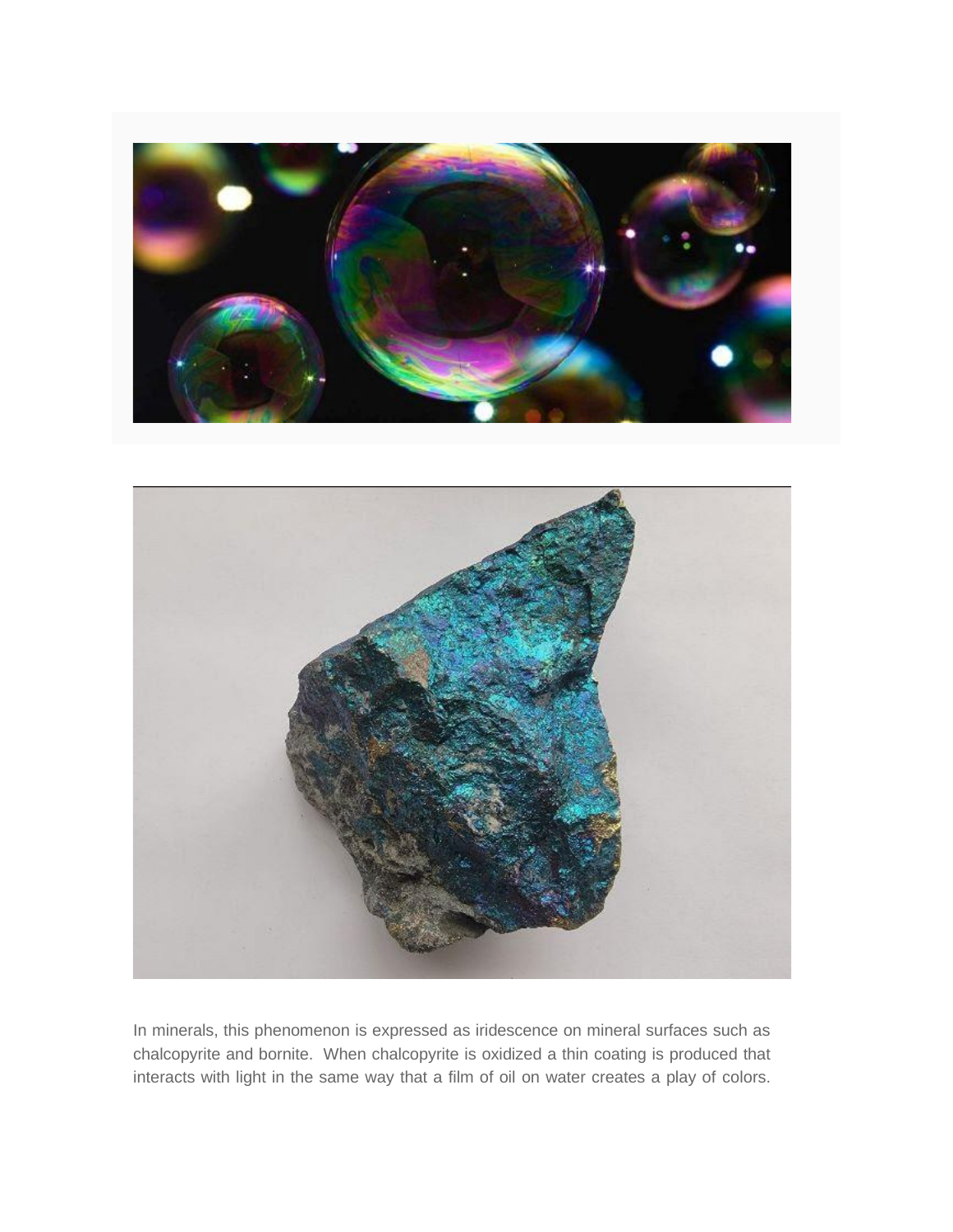In minerals, this phenomenon is expressed as iridescence on mineral surfaces such as chalcopyrite and bornite. When chalcopyrite is oxidized a thin coating is produced that interacts with light in the same way that a film of oil on water creates a play of colors.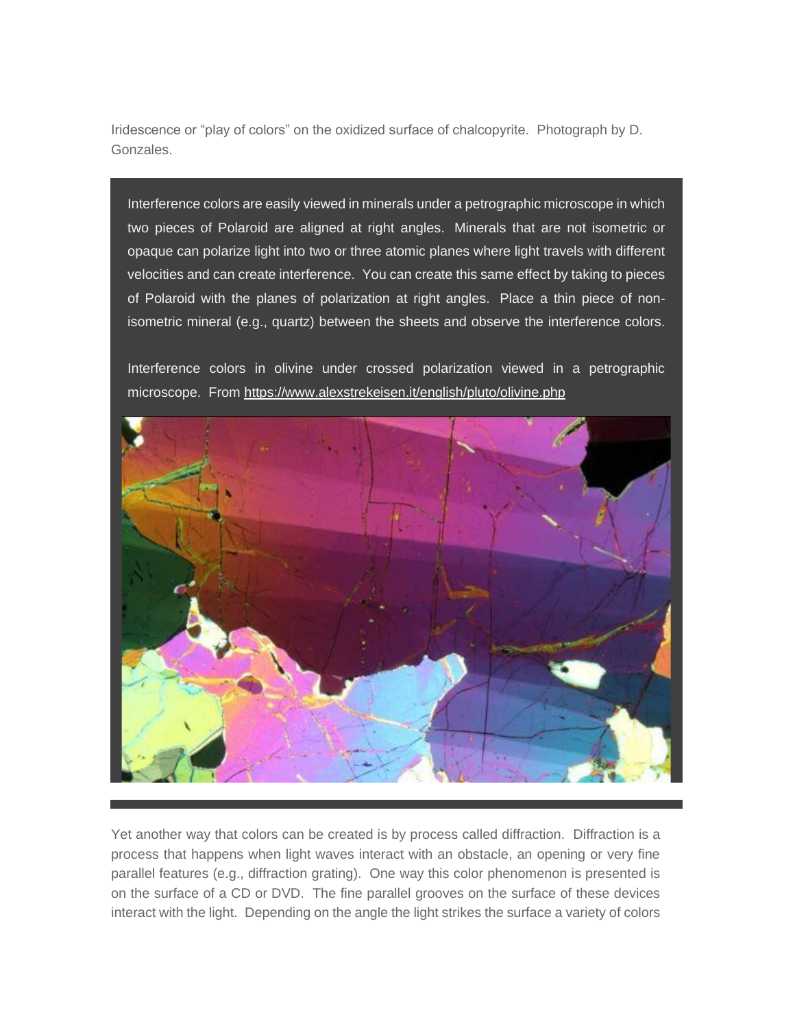Iridescence or "play of colors" on the oxidized surface of chalcopyrite. Photograph by D. Gonzales.

Interference colors are easily viewed in minerals under a petrographic microscope in which two pieces of Polaroid are aligned at right angles. Minerals that are not isometric or opaque can polarize light into two or three atomic planes where light travels with different velocities and can create interference. You can create this same effect by taking to pieces of Polaroid with the planes of polarization at right angles. Place a thin piece of non-isometric mineral (e.g., quartz) between the sheets and observe the interference colors.

Interference colors in olivine under crossed polarization viewed in a petrographic microscope. From https://www.alexstrekeisen.it/english/pluto/olivine.php

Yet another way that colors can be created is by process called diffraction. Diffraction is a process that happens when light waves interact with an obstacle, an opening or very fine parallel features (e.g., diffraction grating). One way this color phenomenon is presented is on the surface of a CD or DVD. The fine parallel grooves on the surface of these devices interact with the light. Depending on the angle the light strikes the surface a variety of colors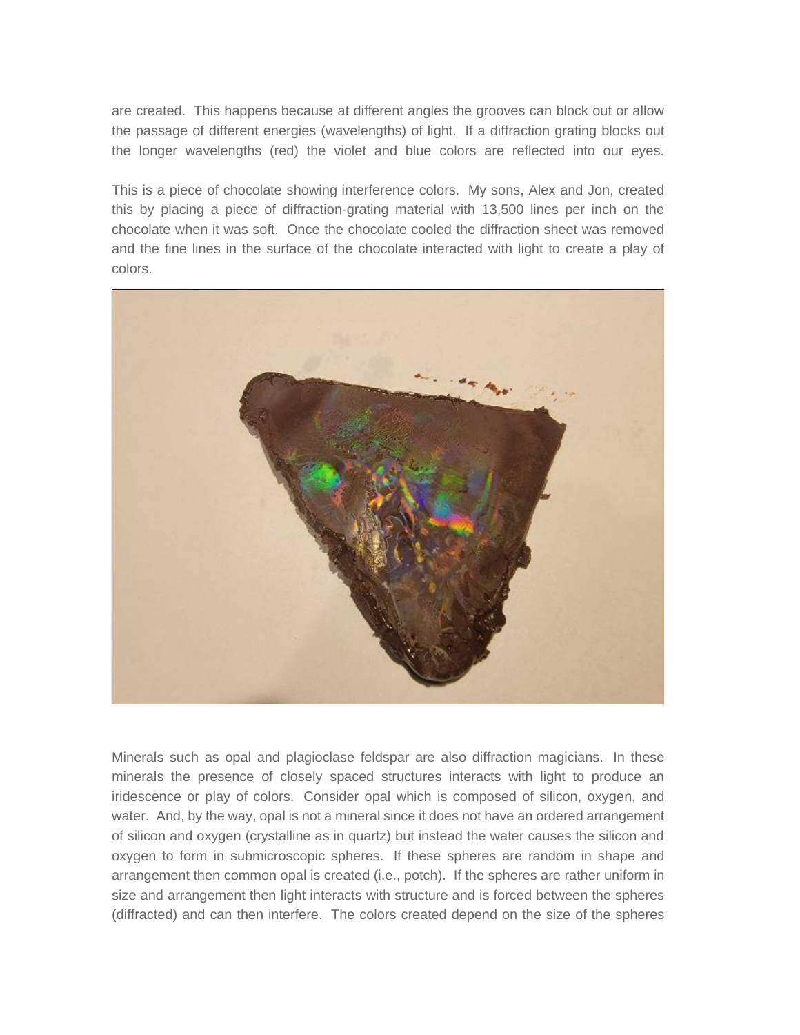are created. This happens because at different angles the grooves can block out or allow the passage of different energies (wavelengths) of light. If a diffraction grating blocks out the longer wavelengths (red) the violet and blue colors are reflected into our eyes.

This is a piece of chocolate showing interference colors. My sons, Alex and Jon, created this by placing a piece of diffraction-grating material with 13,500 lines per inch on the chocolate when it was soft. Once the chocolate cooled the diffraction sheet was removed and the fine lines in the surface of the chocolate interacted with light to create a play of colors.

Minerals such as opal and plagioclase feldspar are also diffraction magicians. In these minerals the presence of closely spaced structures interacts with light to produce an iridescence or play of colors. Consider opal which is composed of silicon, oxygen, and water. And, by the way, opal is not a mineral since it does not have an ordered arrangement of silicon and oxygen (crystalline as in quartz) but instead the water causes the silicon and oxygen to form in submicroscopic spheres. If these spheres are random in shape and arrangement then common opal is created (i.e., potch). If the spheres are rather uniform in size and arrangement then light interacts with structure and is forced between the spheres (diffracted) and can then interfere. The colors created depend on the size of the spheres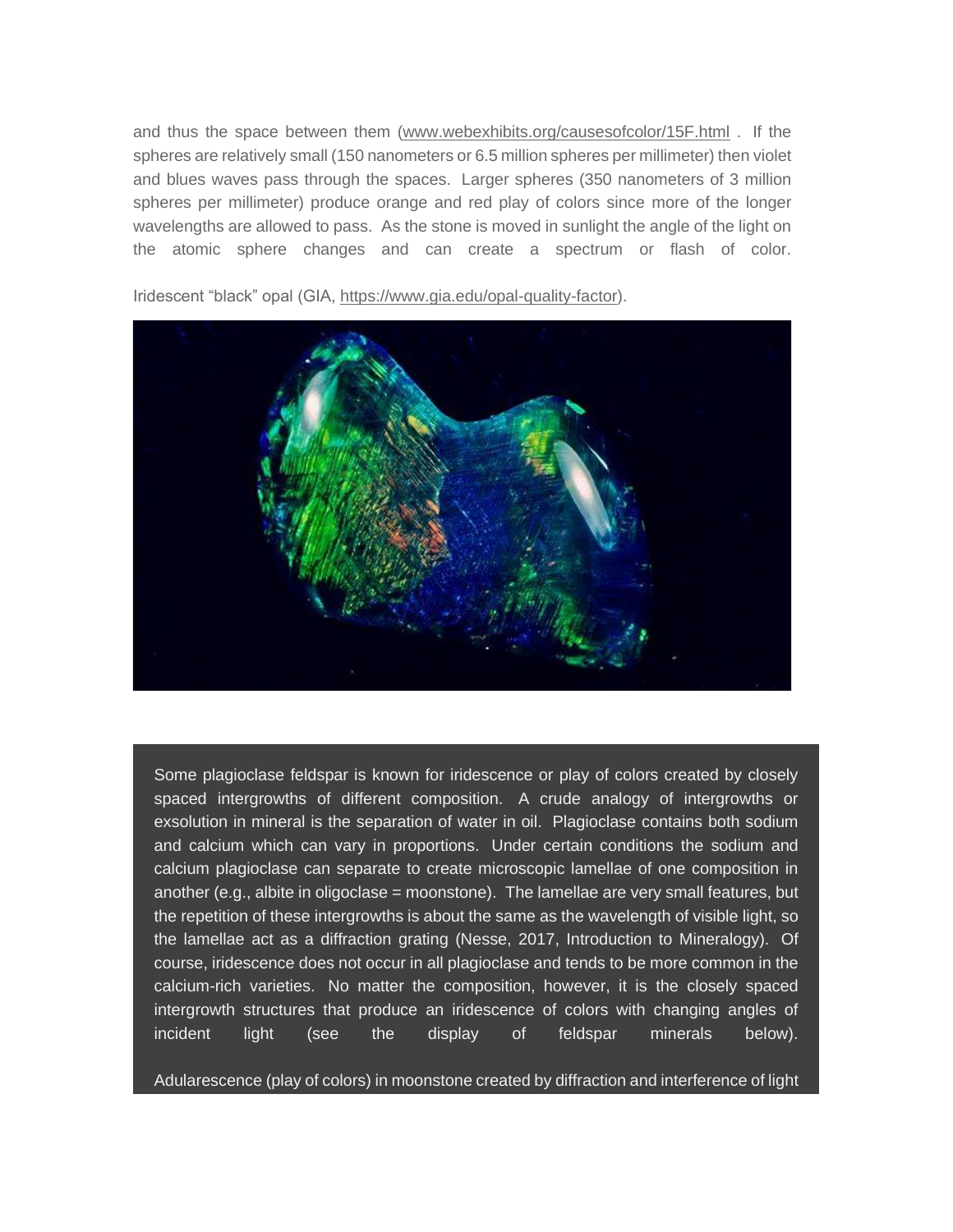and thus the space between them (www.webexhibits.org/causesofcolor/15F.html . If the spheres are relatively small (150 nanometers or 6.5 million spheres per millimeter) then violet and blues waves pass through the spaces. Larger spheres (350 nanometers of 3 million spheres per millimeter) produce orange and red play of colors since more of the longer wavelengths are allowed to pass. As the stone is moved in sunlight the angle of the light on the atomic sphere changes and can create a spectrum or flash of color.

Iridescent "black" opal (GIA, https://www.gia.edu/opal-quality-factor).

Some plagioclase feldspar is known for iridescence or play of colors created by closely spaced intergrowths of different composition. A crude analogy of intergrowths or exsolution in mineral is the separation of water in oil. Plagioclase contains both sodium and calcium which can vary in proportions. Under certain conditions the sodium and calcium plagioclase can separate to create microscopic lamellae of one composition in another (e.g., albite in oligoclase = moonstone). The lamellae are very small features, but the repetition of these intergrowths is about the same as the wavelength of visible light, so the lamellae act as a diffraction grating (Nesse, 2017, Introduction to Mineralogy). Of course, iridescence does not occur in all plagioclase and tends to be more common in the calcium-rich varieties. No matter the composition, however, it is the closely spaced intergrowth structures that produce an iridescence of colors with changing angles of incident light (see the display of feldspar minerals below).

Adularescence (play of colors) in moonstone created by diffraction and interference of light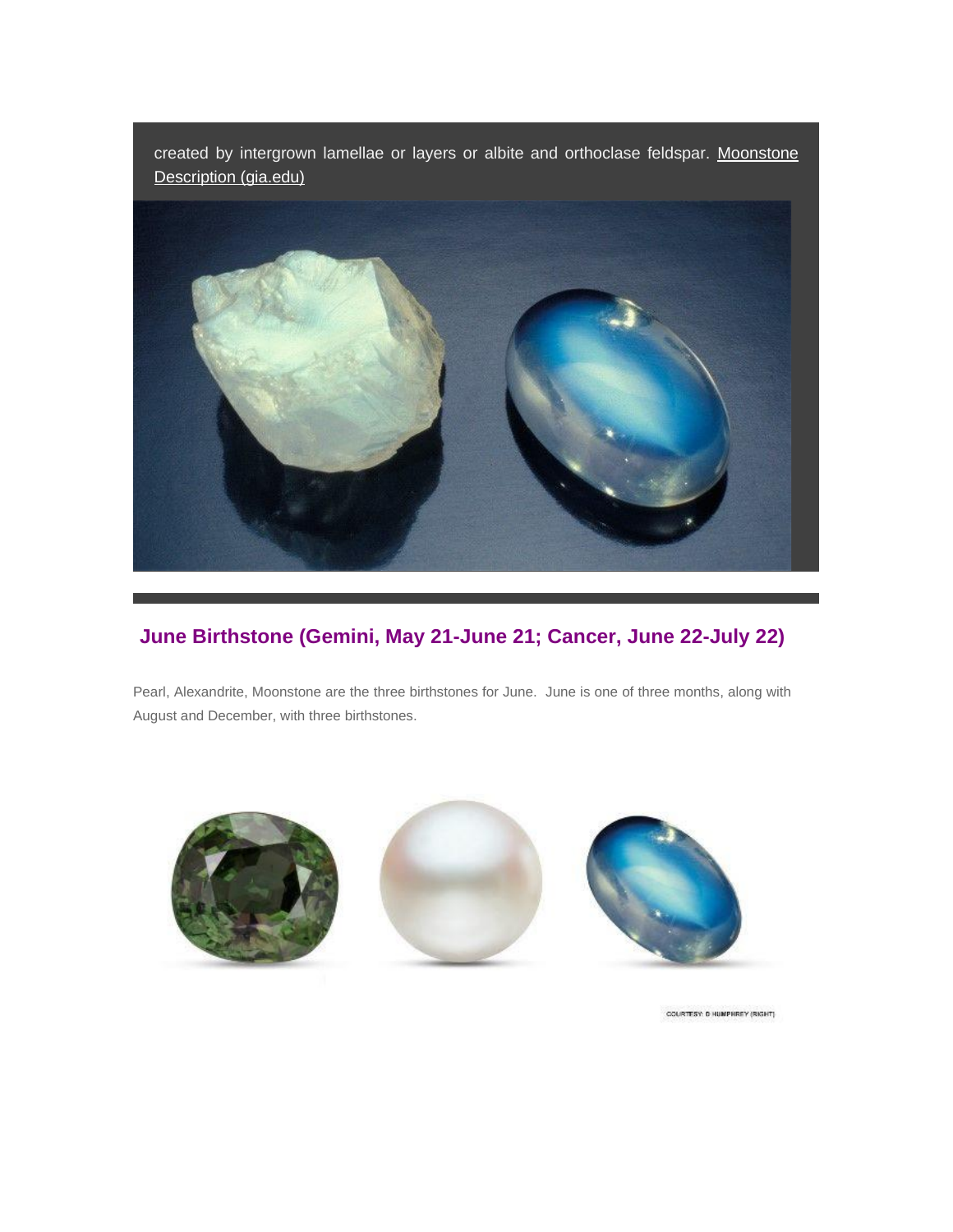created by intergrown lamellae or layers or albite and orthoclase feldspar. Moonstone Description (gia.edu)

## June Birthstone (Gemini, May 21-June 21; Cancer, June 22-July 22)

Pearl, Alexandrite, Moonstone are the three birthstones for June. June is one of three months, along with August and December, with three birthstones.

COURTESY: D HUMPHREY (RIGHT)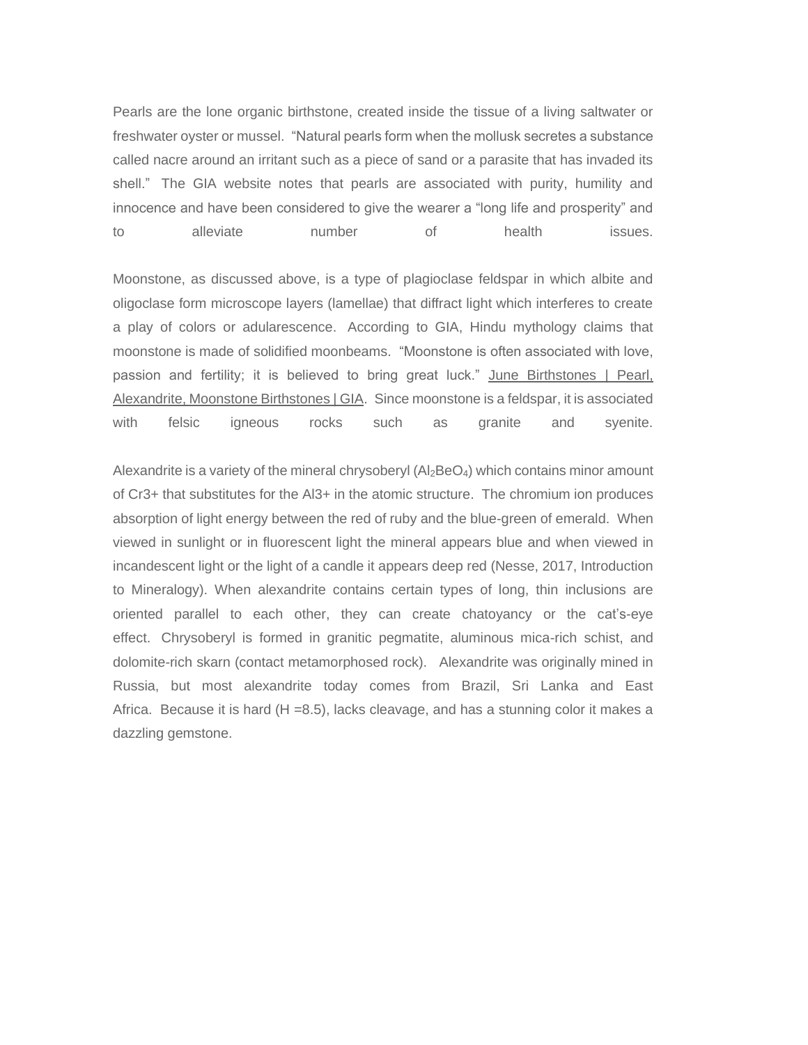Pearls are the lone organic birthstone, created inside the tissue of a living saltwater or freshwater oyster or mussel. "Natural pearls form when the mollusk secretes a substance called nacre around an irritant such as a piece of sand or a parasite that has invaded its shell." The GIA website notes that pearls are associated with purity, humility and innocence and have been considered to give the wearer a "long life and prosperity" and to alleviate number of health issues.

Moonstone, as discussed above, is a type of plagioclase feldspar in which albite and oligoclase form microscope layers (lamellae) that diffract light which interferes to create a play of colors or adularescence. According to GIA, Hindu mythology claims that moonstone is made of solidified moonbeams. "Moonstone is often associated with love, passion and fertility; it is believed to bring great luck." June Birthstones | Pearl, Alexandrite, Moonstone Birthstones | GIA. Since moonstone is a feldspar, it is associated with felsic igneous rocks such as granite and syenite.

Alexandrite is a variety of the mineral chrysoberyl ($Al_2BeO_4$) which contains minor amount of $Cr^{3+}$ that substitutes for the $Al^{3+}$ in the atomic structure. The chromium ion produces absorption of light energy between the red of ruby and the blue-green of emerald. When viewed in sunlight or in fluorescent light the mineral appears blue and when viewed in incandescent light or the light of a candle it appears deep red (Nesse, 2017, Introduction to Mineralogy). When alexandrite contains certain types of long, thin inclusions are oriented parallel to each other, they can create chatoyancy or the cat's-eye effect. Chrysoberyl is formed in granitic pegmatite, aluminous mica-rich schist, and dolomite-rich skarn (contact metamorphosed rock). Alexandrite was originally mined in Russia, but most alexandrite today comes from Brazil, Sri Lanka and East Africa. Because it is hard (H =8.5), lacks cleavage, and has a stunning color it makes a dazzling gemstone.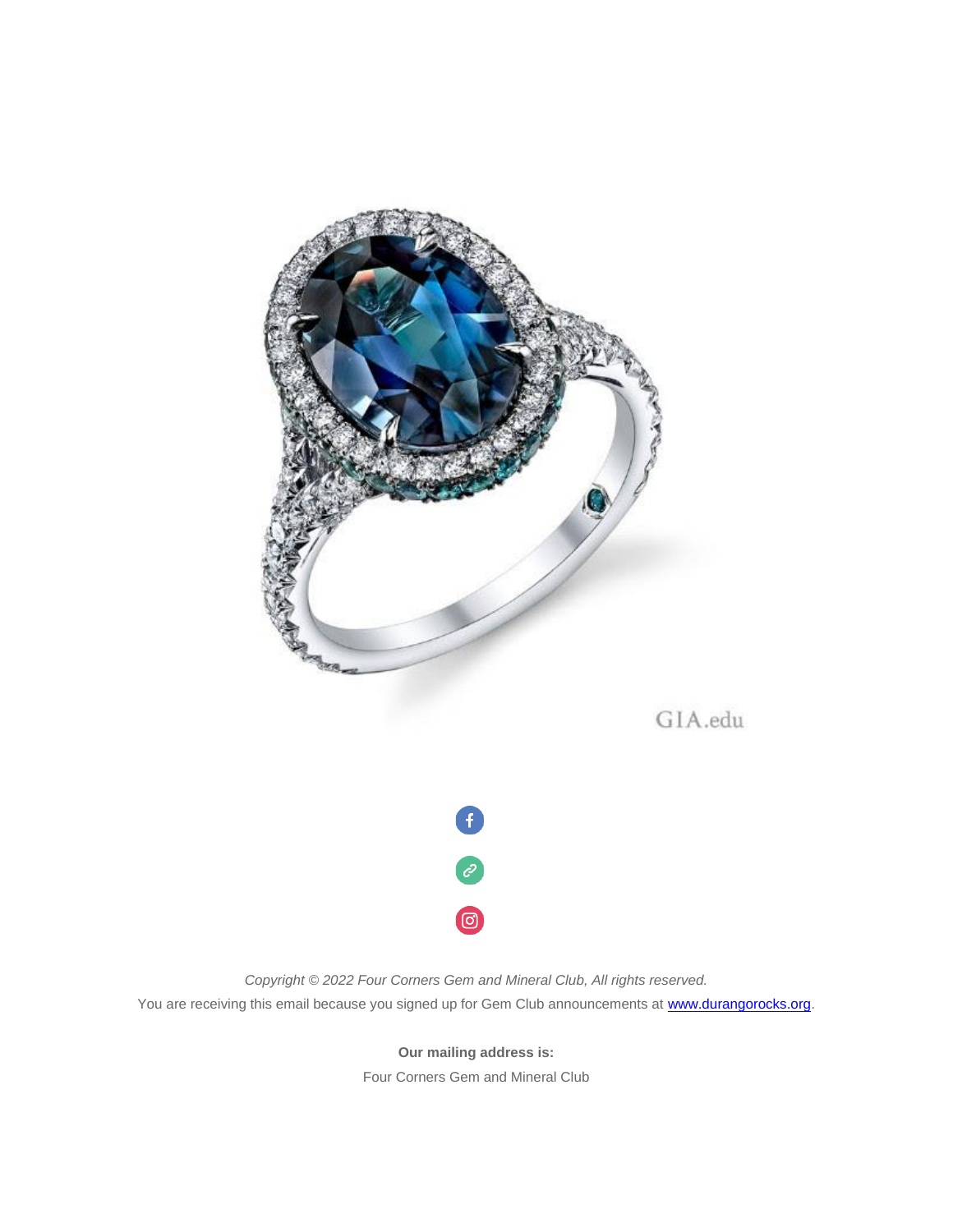*Copyright © 2022 Four Corners Gem and Mineral Club, All rights reserved.*

You are receiving this email because you signed up for Gem Club announcements at [www.durangorocks.org](www.durangorocks.org).

**Our mailing address is:**

Four Corners Gem and Mineral Club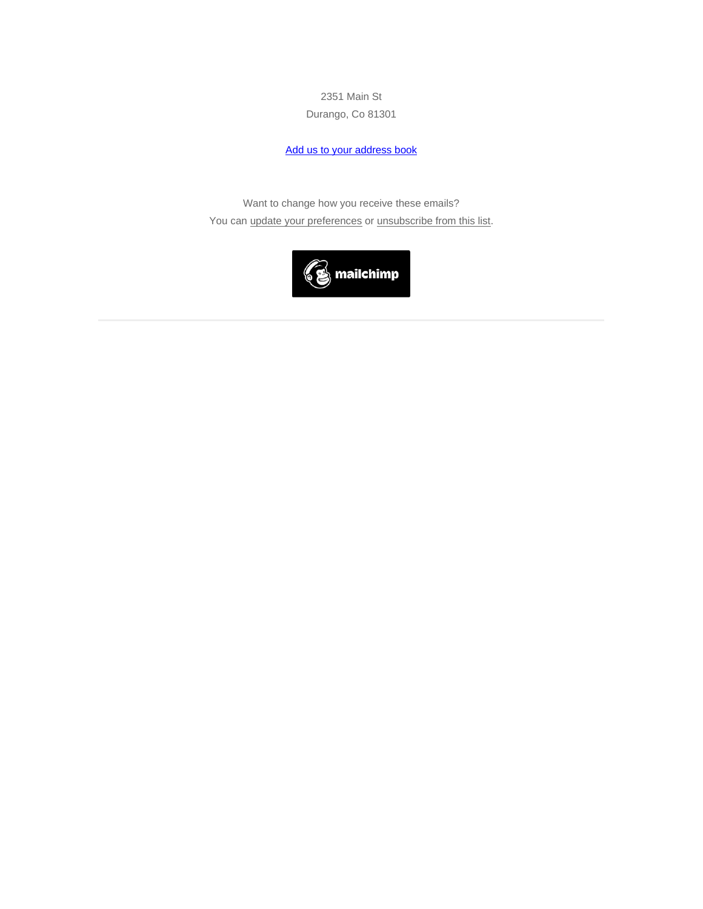2351 Main St
Durango, Co 81301

Add us to your address book

Want to change how you receive these emails?
You can update your preferences or unsubscribe from this list.

mailchimp